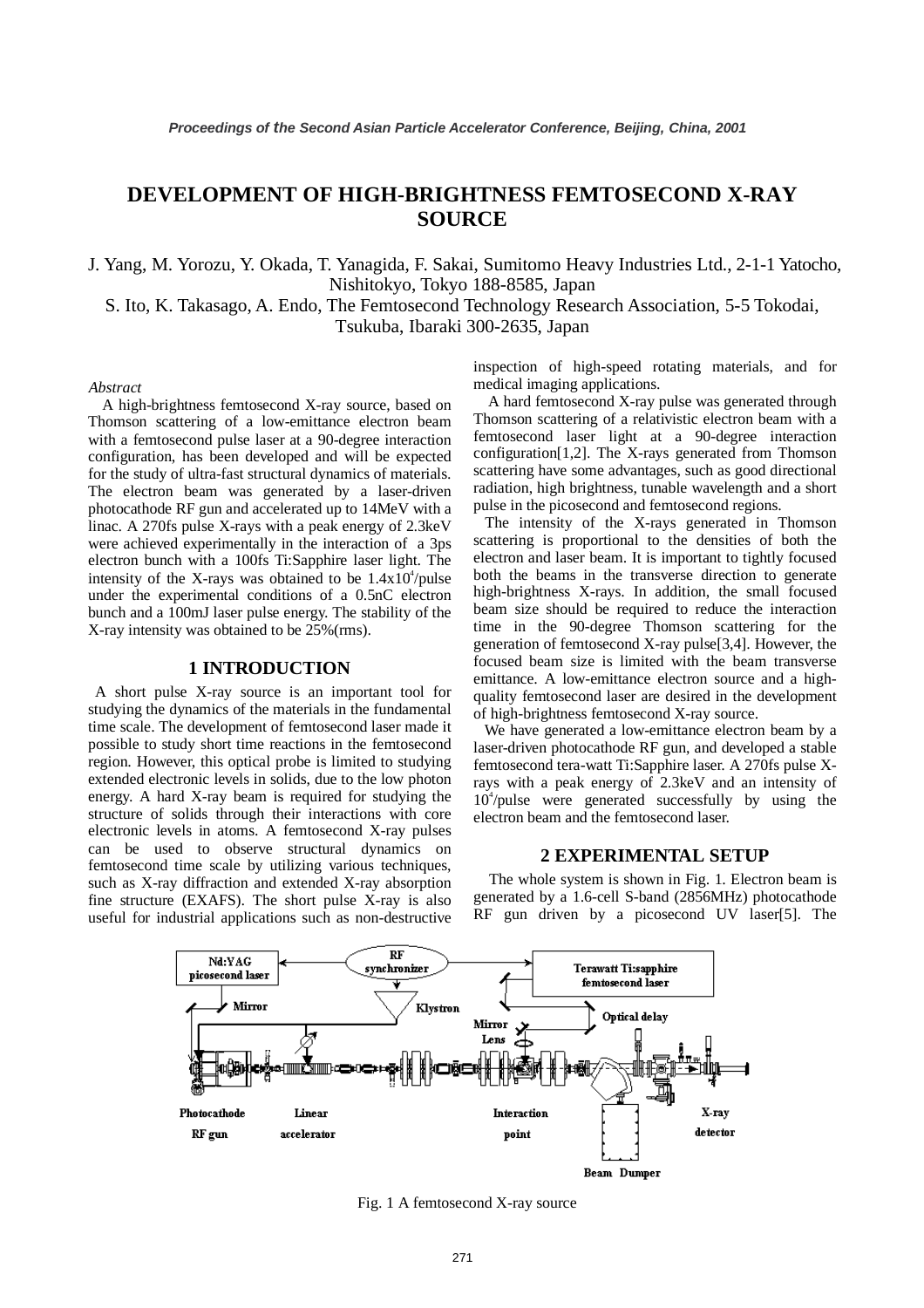# DEVELOPMENT OF HIGH-BRIGHTNESS FEMTOSECOND X-RAY SOURCE

J. Yang, M. Yorozu, Y. Okada, T. Yanagida, F. Sakai, Sumitomo Heavy Industries Ltd., 2-1-1 Yatocho, Nishitokyo, Tokyo 188-8585, Japan
S. Ito, K. Takasago, A. Endo, The Femtosecond Technology Research Association, 5-5 Tokodai, Tsukuba, Ibaraki 300-2635, Japan

*Abstract*

A high-brightness femtosecond X-ray source, based on Thomson scattering of a low-emittance electron beam with a femtosecond pulse laser at a 90-degree interaction configuration, has been developed and will be expected for the study of ultra-fast structural dynamics of materials. The electron beam was generated by a laser-driven photocathode RF gun and accelerated up to 14MeV with a linac. A 270fs pulse X-rays with a peak energy of 2.3keV were achieved experimentally in the interaction of a 3ps electron bunch with a 100fs Ti:Sapphire laser light. The intensity of the X-rays was obtained to be $1.4\times10^4$/pulse under the experimental conditions of a 0.5nC electron bunch and a 100mJ laser pulse energy. The stability of the X-ray intensity was obtained to be 25%(rms).

## 1 INTRODUCTION

A short pulse X-ray source is an important tool for studying the dynamics of the materials in the fundamental time scale. The development of femtosecond laser made it possible to study short time reactions in the femtosecond region. However, this optical probe is limited to studying extended electronic levels in solids, due to the low photon energy. A hard X-ray beam is required for studying the structure of solids through their interactions with core electronic levels in atoms. A femtosecond X-ray pulses can be used to observe structural dynamics on femtosecond time scale by utilizing various techniques, such as X-ray diffraction and extended X-ray absorption fine structure (EXAFS). The short pulse X-ray is also useful for industrial applications such as non-destructive inspection of high-speed rotating materials, and for medical imaging applications.

A hard femtosecond X-ray pulse was generated through Thomson scattering of a relativistic electron beam with a femtosecond laser light at a 90-degree interaction configuration[1,2]. The X-rays generated from Thomson scattering have some advantages, such as good directional radiation, high brightness, tunable wavelength and a short pulse in the picosecond and femtosecond regions.

The intensity of the X-rays generated in Thomson scattering is proportional to the densities of both the electron and laser beam. It is important to tightly focused both the beams in the transverse direction to generate high-brightness X-rays. In addition, the small focused beam size should be required to reduce the interaction time in the 90-degree Thomson scattering for the generation of femtosecond X-ray pulse[3,4]. However, the focused beam size is limited with the beam transverse emittance. A low-emittance electron source and a high-quality femtosecond laser are desired in the development of high-brightness femtosecond X-ray source.

We have generated a low-emittance electron beam by a laser-driven photocathode RF gun, and developed a stable femtosecond tera-watt Ti:Sapphire laser. A 270fs pulse X-rays with a peak energy of 2.3keV and an intensity of $10^4$/pulse were generated successfully by using the electron beam and the femtosecond laser.

## 2 EXPERIMENTAL SETUP

The whole system is shown in Fig. 1. Electron beam is generated by a 1.6-cell S-band (2856MHz) photocathode RF gun driven by a picosecond UV laser[5]. The

Fig. 1 A femtosecond X-ray source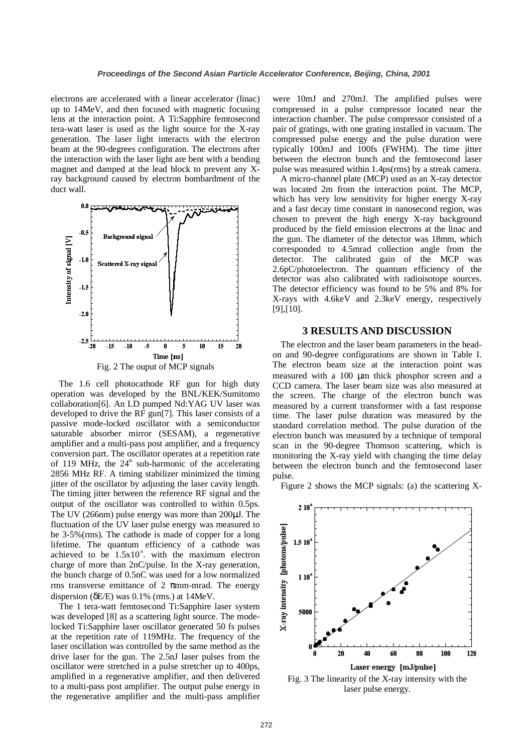electrons are accelerated with a linear accelerator (linac) up to 14MeV, and then focused with magnetic focusing lens at the interaction point. A Ti:Sapphire femtosecond tera-watt laser is used as the light source for the X-ray generation. The laser light interacts with the electron beam at the 90-degrees configuration. The electrons after the interaction with the laser light are bent with a bending magnet and damped at the lead block to prevent any X-ray background caused by electron bombardment of the duct wall.

Fig. 2 The ouput of MCP signals

The 1.6 cell photocathode RF gun for high duty operation was developed by the BNL/KEK/Sumitomo collaboration[6]. An LD pumped Nd:YAG UV laser was developed to drive the RF gun[7]. This laser consists of a passive mode-locked oscillator with a semiconductor saturable absorber mirror (SESAM), a regenerative amplifier and a multi-pass post amplifier, and a frequency conversion part. The oscillator operates at a repetition rate of 119 MHz, the $24^{th}$ sub-harmonic of the accelerating 2856 MHz RF. A timing stabilizer minimized the timing jitter of the oscillator by adjusting the laser cavity length. The timing jitter between the reference RF signal and the output of the oscillator was controlled to within 0.5ps. The UV (266nm) pulse energy was more than 200μJ. The fluctuation of the UV laser pulse energy was measured to be 3-5%(rms). The cathode is made of copper for a long lifetime. The quantum efficiency of a cathode was achieved to be $1.5\times10^{-4}$. with the maximum electron charge of more than 2nC/pulse. In the X-ray generation, the bunch charge of 0.5nC was used for a low normalized rms transverse emittance of 2 πmm-mrad. The energy dispersion (δE/E) was 0.1% (rms.) at 14MeV.

The 1 tera-watt femtosecond Ti:Sapphire laser system was developed [8] as a scattering light source. The mode-locked Ti:Sapphire laser oscillator generated 50 fs pulses at the repetition rate of 119MHz. The frequency of the laser oscillation was controlled by the same method as the drive laser for the gun. The 2.5nJ laser pulses from the oscillator were stretched in a pulse stretcher up to 400ps, amplified in a regenerative amplifier, and then delivered to a multi-pass post amplifier. The output pulse energy in the regenerative amplifier and the multi-pass amplifier were 10mJ and 270mJ. The amplified pulses were compressed in a pulse compressor located near the interaction chamber. The pulse compressor consisted of a pair of gratings, with one grating installed in vacuum. The compressed pulse energy and the pulse duration were typically 100mJ and 100fs (FWHM). The time jitter between the electron bunch and the femtosecond laser pulse was measured within 1.4ps(rms) by a streak camera.

A micro-channel plate (MCP) used as an X-ray detector was located 2m from the interaction point. The MCP, which has very low sensitivity for higher energy X-ray and a fast decay time constant in nanosecond region, was chosen to prevent the high energy X-ray background produced by the field emission electrons at the linac and the gun. The diameter of the detector was 18mm, which corresponded to 4.5mrad collection angle from the detector. The calibrated gain of the MCP was 2.6pC/photoelectron. The quantum efficiency of the detector was also calibrated with radioisotope sources. The detector efficiency was found to be 5% and 8% for X-rays with 4.6keV and 2.3keV energy, respectively [9],[10].

## 3 RESULTS AND DISCUSSION

The electron and the laser beam parameters in the head-on and 90-degree configurations are shown in Table I. The electron beam size at the interaction point was measured with a 100 μm thick phosphor screen and a CCD camera. The laser beam size was also measured at the screen. The charge of the electron bunch was measured by a current transformer with a fast response time. The laser pulse duration was measured by the standard correlation method. The pulse duration of the electron bunch was measured by a technique of temporal scan in the 90-degree Thomson scattering, which is monitoring the X-ray yield with changing the time delay between the electron bunch and the femtosecond laser pulse.

Figure 2 shows the MCP signals: (a) the scattering X-

Fig. 3 The linearity of the X-ray intensity with the laser pulse energy.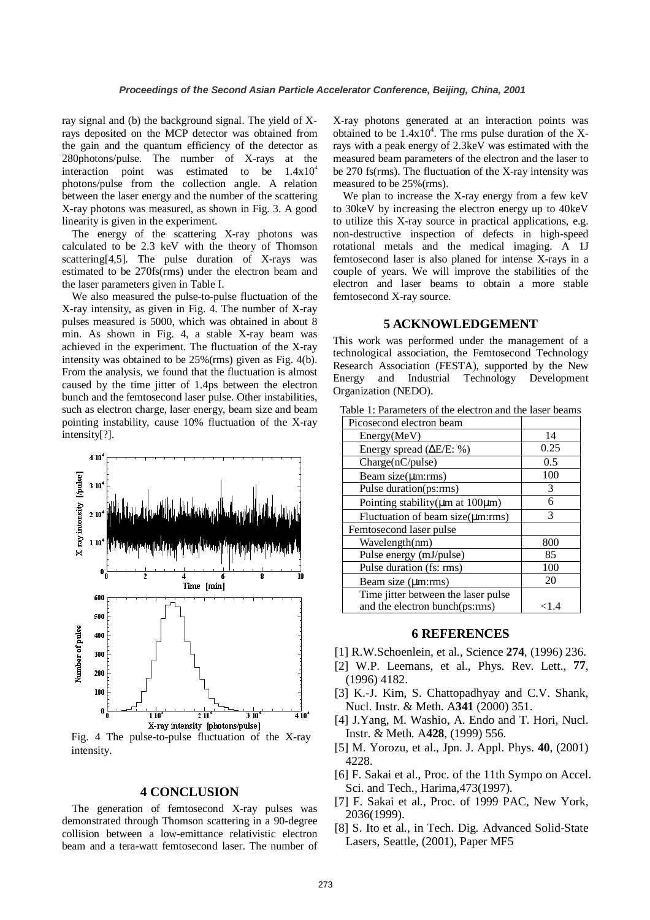ray signal and (b) the background signal. The yield of X-rays deposited on the MCP detector was obtained from the gain and the quantum efficiency of the detector as 280photons/pulse. The number of X-rays at the interaction point was estimated to be $1.4 \times 10^4$ photons/pulse from the collection angle. A relation between the laser energy and the number of the scattering X-ray photons was measured, as shown in Fig. 3. A good linearity is given in the experiment.

The energy of the scattering X-ray photons was calculated to be 2.3 keV with the theory of Thomson scattering[4,5]. The pulse duration of X-rays was estimated to be 270fs(rms) under the electron beam and the laser parameters given in Table I.

We also measured the pulse-to-pulse fluctuation of the X-ray intensity, as given in Fig. 4. The number of X-ray pulses measured is 5000, which was obtained in about 8 min. As shown in Fig. 4, a stable X-ray beam was achieved in the experiment. The fluctuation of the X-ray intensity was obtained to be 25%(rms) given as Fig. 4(b). From the analysis, we found that the fluctuation is almost caused by the time jitter of 1.4ps between the electron bunch and the femtosecond laser pulse. Other instabilities, such as electron charge, laser energy, beam size and beam pointing instability, cause 10% fluctuation of the X-ray intensity[?].

X-ray intensity [/pulse]

$4\ 10^4$

$3\ 10^4$

$2\ 10^4$

$1\ 10^4$

0

0 2 4 6 8 10

Time [min]

Number of pulse

600 500 400 300 200 100 0

0 $1\ 10^4$ $2\ 10^4$ $3\ 10^4$ $4\ 10^4$

X-ray intensity [photons/pulse]

Fig. 4 The pulse-to-pulse fluctuation of the X-ray intensity.

## 4 CONCLUSION

The generation of femtosecond X-ray pulses was demonstrated through Thomson scattering in a 90-degree collision between a low-emittance relativistic electron beam and a tera-watt femtosecond laser. The number of X-ray photons generated at an interaction points was obtained to be $1.4 \times 10^4$. The rms pulse duration of the X-rays with a peak energy of 2.3keV was estimated with the measured beam parameters of the electron and the laser to be 270 fs(rms). The fluctuation of the X-ray intensity was measured to be 25%(rms).

We plan to increase the X-ray energy from a few keV to 30keV by increasing the electron energy up to 40keV to utilize this X-ray source in practical applications, e.g. non-destructive inspection of defects in high-speed rotational metals and the medical imaging. A 1J femtosecond laser is also planed for intense X-rays in a couple of years. We will improve the stabilities of the electron and laser beams to obtain a more stable femtosecond X-ray source.

## 5 ACKNOWLEDGEMENT

This work was performed under the management of a technological association, the Femtosecond Technology Research Association (FESTA), supported by the New Energy and Industrial Technology Development Organization (NEDO).

Table 1: Parameters of the electron and the laser beams

| | |
|---|---|
| Picosecond electron beam | |
| Energy(MeV) | 14 |
| Energy spread ($\Delta E/E$: %) | 0.25 |
| Charge(nC/pulse) | 0.5 |
| Beam size(μm:rms) | 100 |
| Pulse duration(ps:rms) | 3 |
| Pointing stability(μm at 100μm) | 6 |
| Fluctuation of beam size(μm:rms) | 3 |
| Femtosecond laser pulse | |
| Wavelength(nm) | 800 |
| Pulse energy (mJ/pulse) | 85 |
| Pulse duration (fs: rms) | 100 |
| Beam size (μm:rms) | 20 |
| Time jitter between the laser pulse and the electron bunch(ps:rms) | <1.4 |

## 6 REFERENCES

[1] R.W.Schoenlein, et al., Science **274**, (1996) 236.

[2] W.P. Leemans, et al., Phys. Rev. Lett., **77**, (1996) 4182.

[3] K.-J. Kim, S. Chattopadhyay and C.V. Shank, Nucl. Instr. & Meth. A**341** (2000) 351.

[4] J.Yang, M. Washio, A. Endo and T. Hori, Nucl. Instr. & Meth. A**428**, (1999) 556.

[5] M. Yorozu, et al., Jpn. J. Appl. Phys. **40**, (2001) 4228.

[6] F. Sakai et al., Proc. of the 11th Sympo on Accel. Sci. and Tech., Harima,473(1997).

[7] F. Sakai et al., Proc. of 1999 PAC, New York, 2036(1999).

[8] S. Ito et al., in Tech. Dig. Advanced Solid-State Lasers, Seattle, (2001), Paper MF5